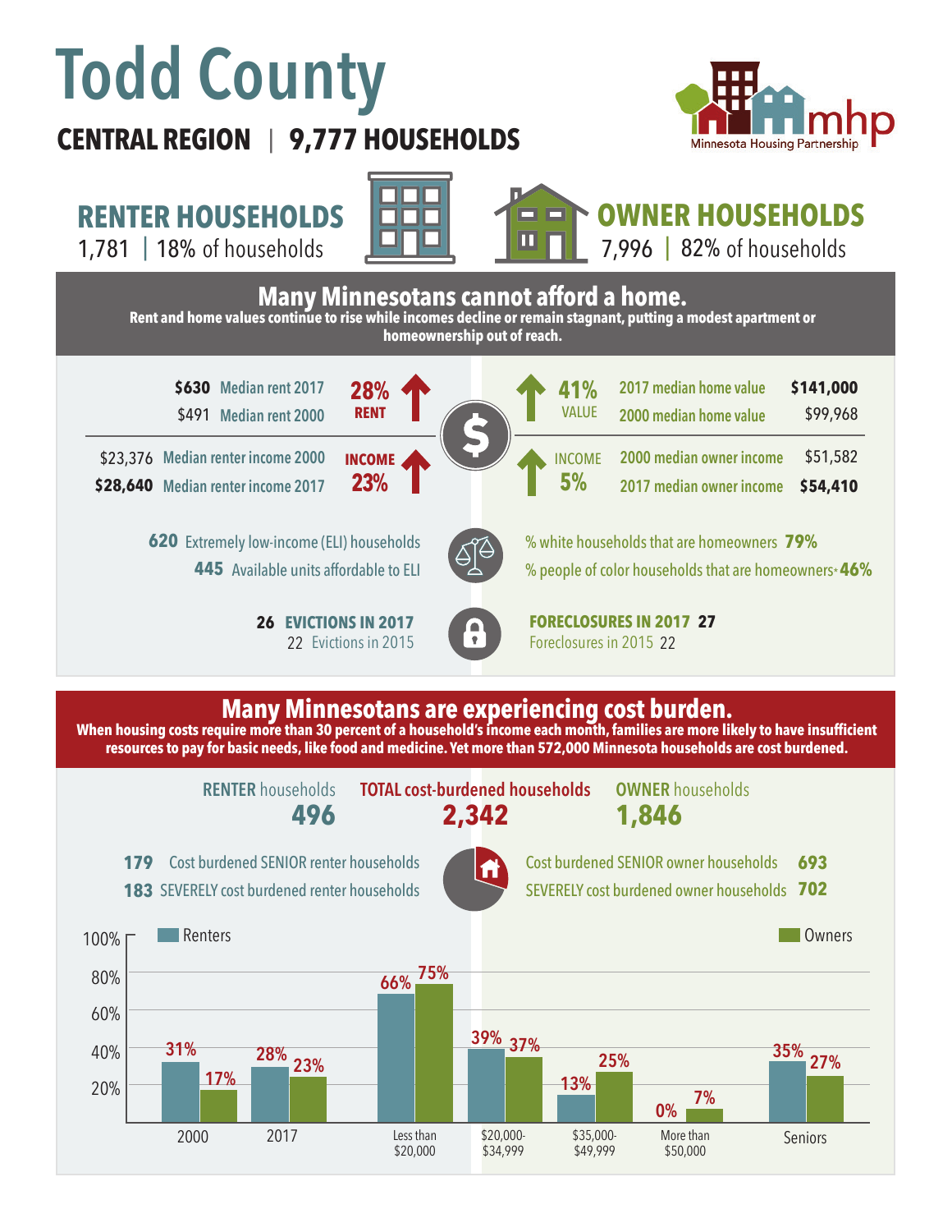# Todd County

**CENTRAL REGION | 9,777 HOUSEHOLDS**

Minnesota Housing Partnership (mhp)

## RENTER HOUSEHOLDS
1,781 | 18% of households

## OWNER HOUSEHOLDS
7,996 | 82% of households

## Many Minnesotans cannot afford a home.

**Rent and home values continue to rise while incomes decline or remain stagnant, putting a modest apartment or homeownership out of reach.**

| Renters | | Change | Change | Owners | |
|---|---|---|---|---|---|
| **$630** | Median rent 2017 | 28% RENT ↑ | 41% VALUE ↑ | 2017 median home value | **$141,000** |
| $491 | Median rent 2000 | | | 2000 median home value | $99,968 |
| $23,376 | Median renter income 2000 | INCOME 23% ↑ | INCOME 5% ↑ | 2000 median owner income | $51,582 |
| **$28,640** | Median renter income 2017 | | | 2017 median owner income | **$54,410** |

**620** Extremely low-income (ELI) households

**445** Available units affordable to ELI

% white households that are homeowners **79%**

% people of color households that are homeowners* **46%**

**26 EVICTIONS IN 2017**

22 Evictions in 2015

**FORECLOSURES IN 2017 27**

Foreclosures in 2015 22

## Many Minnesotans are experiencing cost burden.

**When housing costs require more than 30 percent of a household's income each month, families are more likely to have insufficient resources to pay for basic needs, like food and medicine. Yet more than 572,000 Minnesota households are cost burdened.**

| RENTER households | TOTAL cost-burdened households | OWNER households |
|---|---|---|
| **496** | **2,342** | **1,846** |

**179** Cost burdened SENIOR renter households

**183** SEVERELY cost burdened renter households

Cost burdened SENIOR owner households **693**

SEVERELY cost burdened owner households **702**

| Category | Renters | Owners |
|---|---|---|
| 2000 | 31% | 17% |
| 2017 | 28% | 23% |
| Less than $20,000 | 66% | 75% |
| $20,000-$34,999 | 39% | 37% |
| $35,000-$49,999 | 13% | 25% |
| More than $50,000 | 0% | 7% |
| Seniors | 35% | 27% |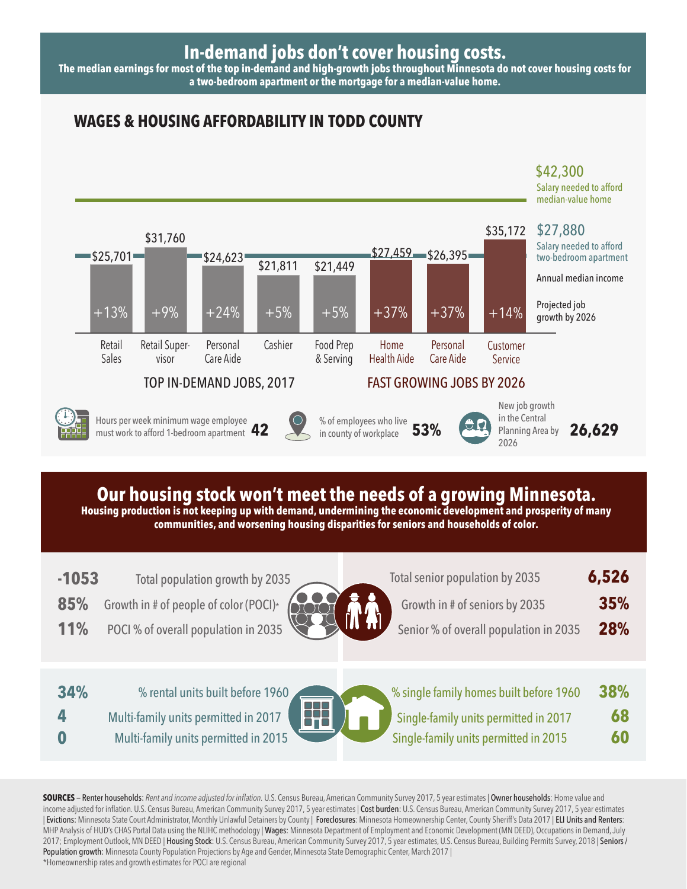# In-demand jobs don't cover housing costs.

**The median earnings for most of the top in-demand and high-growth jobs throughout Minnesota do not cover housing costs for a two-bedroom apartment or the mortgage for a median-value home.**

## WAGES & HOUSING AFFORDABILITY IN TODD COUNTY

$42,300
Salary needed to afford median-value home

$27,880
Salary needed to afford two-bedroom apartment

Annual median income

Projected job growth by 2026

TOP IN-DEMAND JOBS, 2017

Retail Sales: $25,701, +13%
Retail Supervisor: $31,760, +9%
Personal Care Aide: $24,623, +24%
Cashier: $21,811, +5%
Food Prep & Serving: $21,449, +5%

FAST GROWING JOBS BY 2026

Home Health Aide: $27,459, +37%
Personal Care Aide: $26,395, +37%
Customer Service: $35,172, +14%

Hours per week minimum wage employee must work to afford 1-bedroom apartment **42**

% of employees who live in county of workplace **53%**

New job growth in the Central Planning Area by 2026 **26,629**

# Our housing stock won't meet the needs of a growing Minnesota.

**Housing production is not keeping up with demand, undermining the economic development and prosperity of many communities, and worsening housing disparities for seniors and households of color.**

**-1053** Total population growth by 2035
**85%** Growth in # of people of color (POCI)*
**11%** POCI % of overall population in 2035

Total senior population by 2035 **6,526**
Growth in # of seniors by 2035 **35%**
Senior % of overall population in 2035 **28%**

**34%** % rental units built before 1960
**4** Multi-family units permitted in 2017
**0** Multi-family units permitted in 2015

% single family homes built before 1960 **38%**
Single-family units permitted in 2017 **68**
Single-family units permitted in 2015 **60**

**SOURCES** – Renter households: *Rent and income adjusted for inflation.* U.S. Census Bureau, American Community Survey 2017, 5 year estimates | Owner households: Home value and income adjusted for inflation. U.S. Census Bureau, American Community Survey 2017, 5 year estimates | Cost burden: U.S. Census Bureau, American Community Survey 2017, 5 year estimates | Evictions: Minnesota State Court Administrator, Monthly Unlawful Detainers by County | Foreclosures: Minnesota Homeownership Center, County Sheriff's Data 2017 | ELI Units and Renters: MHP Analysis of HUD's CHAS Portal Data using the NLIHC methodology | Wages: Minnesota Department of Employment and Economic Development (MN DEED), Occupations in Demand, July 2017; Employment Outlook, MN DEED | Housing Stock: U.S. Census Bureau, American Community Survey 2017, 5 year estimates, U.S. Census Bureau, Building Permits Survey, 2018 | Seniors / Population growth: Minnesota County Population Projections by Age and Gender, Minnesota State Demographic Center, March 2017 |
*Homeownership rates and growth estimates for POCI are regional